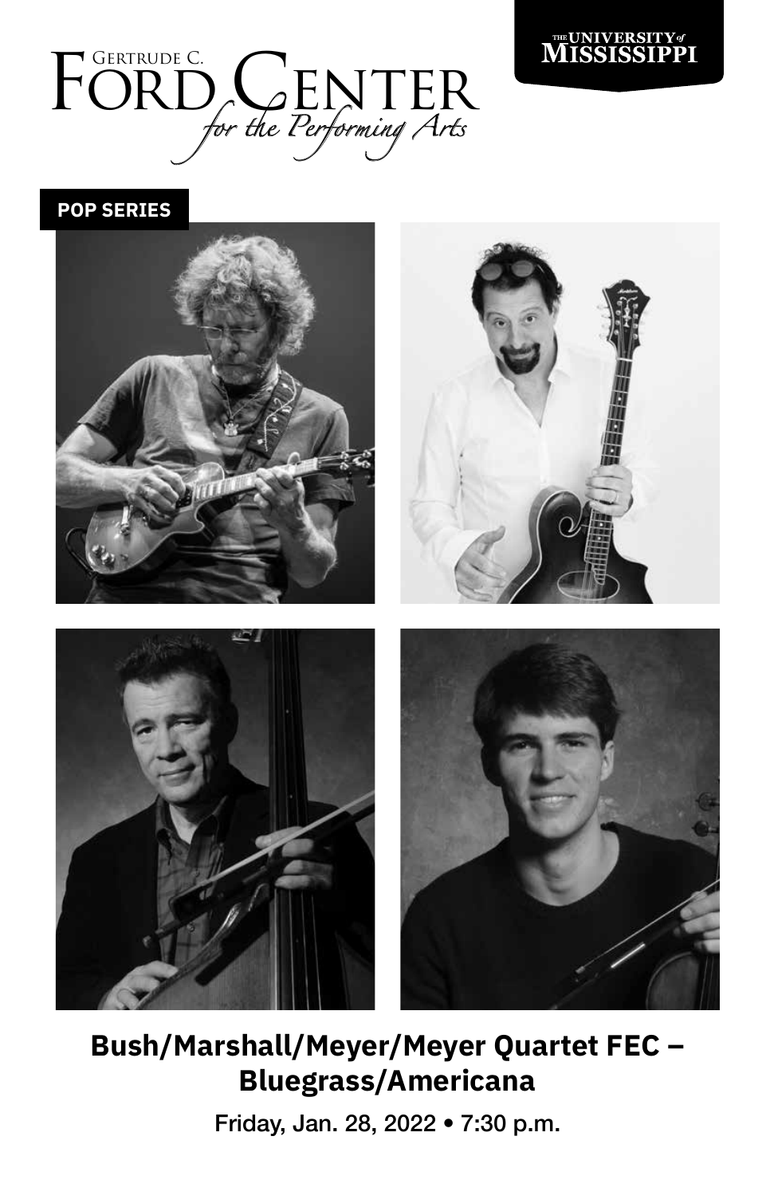Gertrude C. Ford Center *for the Performing Arts*

The University of Mississippi

**POP SERIES**

# Bush/Marshall/Meyer/Meyer Quartet FEC – Bluegrass/Americana

Friday, Jan. 28, 2022 • 7:30 p.m.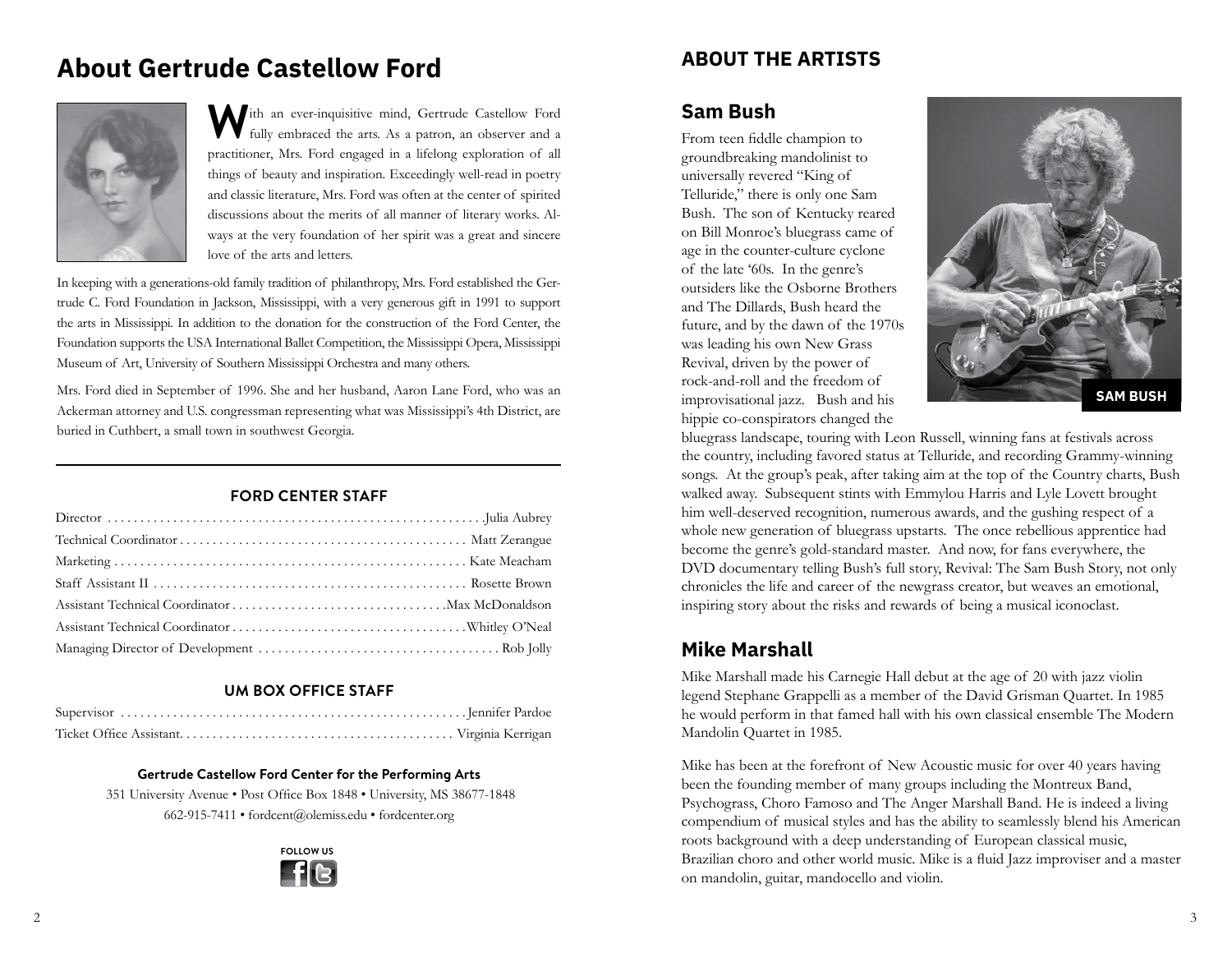# About Gertrude Castellow Ford

With an ever-inquisitive mind, Gertrude Castellow Ford fully embraced the arts. As a patron, an observer and a practitioner, Mrs. Ford engaged in a lifelong exploration of all things of beauty and inspiration. Exceedingly well-read in poetry and classic literature, Mrs. Ford was often at the center of spirited discussions about the merits of all manner of literary works. Always at the very foundation of her spirit was a great and sincere love of the arts and letters.

In keeping with a generations-old family tradition of philanthropy, Mrs. Ford established the Gertrude C. Ford Foundation in Jackson, Mississippi, with a very generous gift in 1991 to support the arts in Mississippi. In addition to the donation for the construction of the Ford Center, the Foundation supports the USA International Ballet Competition, the Mississippi Opera, Mississippi Museum of Art, University of Southern Mississippi Orchestra and many others.

Mrs. Ford died in September of 1996. She and her husband, Aaron Lane Ford, who was an Ackerman attorney and U.S. congressman representing what was Mississippi's 4th District, are buried in Cuthbert, a small town in southwest Georgia.

### FORD CENTER STAFF

| | |
|---|---|
| Director | Julia Aubrey |
| Technical Coordinator | Matt Zerangue |
| Marketing | Kate Meacham |
| Staff Assistant II | Rosette Brown |
| Assistant Technical Coordinator | Max McDonaldson |
| Assistant Technical Coordinator | Whitley O'Neal |
| Managing Director of Development | Rob Jolly |

### UM BOX OFFICE STAFF

| | |
|---|---|
| Supervisor | Jennifer Pardoe |
| Ticket Office Assistant | Virginia Kerrigan |

**Gertrude Castellow Ford Center for the Performing Arts**

351 University Avenue • Post Office Box 1848 • University, MS 38677-1848

662-915-7411 • fordcent@olemiss.edu • fordcenter.org

FOLLOW US

## ABOUT THE ARTISTS

### Sam Bush

From teen fiddle champion to groundbreaking mandolinist to universally revered "King of Telluride," there is only one Sam Bush. The son of Kentucky reared on Bill Monroe's bluegrass came of age in the counter-culture cyclone of the late '60s. In the genre's outsiders like the Osborne Brothers and The Dillards, Bush heard the future, and by the dawn of the 1970s was leading his own New Grass Revival, driven by the power of rock-and-roll and the freedom of improvisational jazz. Bush and his hippie co-conspirators changed the bluegrass landscape, touring with Leon Russell, winning fans at festivals across the country, including favored status at Telluride, and recording Grammy-winning songs. At the group's peak, after taking aim at the top of the Country charts, Bush walked away. Subsequent stints with Emmylou Harris and Lyle Lovett brought him well-deserved recognition, numerous awards, and the gushing respect of a whole new generation of bluegrass upstarts. The once rebellious apprentice had become the genre's gold-standard master. And now, for fans everywhere, the DVD documentary telling Bush's full story, Revival: The Sam Bush Story, not only chronicles the life and career of the newgrass creator, but weaves an emotional, inspiring story about the risks and rewards of being a musical iconoclast.

SAM BUSH

### Mike Marshall

Mike Marshall made his Carnegie Hall debut at the age of 20 with jazz violin legend Stephane Grappelli as a member of the David Grisman Quartet. In 1985 he would perform in that famed hall with his own classical ensemble The Modern Mandolin Quartet in 1985.

Mike has been at the forefront of New Acoustic music for over 40 years having been the founding member of many groups including the Montreux Band, Psychograss, Choro Famoso and The Anger Marshall Band. He is indeed a living compendium of musical styles and has the ability to seamlessly blend his American roots background with a deep understanding of European classical music, Brazilian choro and other world music. Mike is a fluid Jazz improviser and a master on mandolin, guitar, mandocello and violin.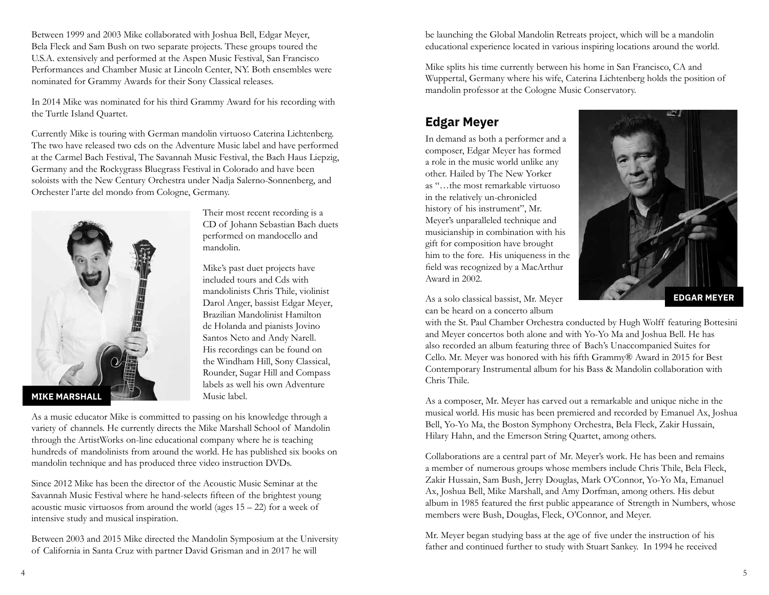Between 1999 and 2003 Mike collaborated with Joshua Bell, Edgar Meyer, Bela Fleck and Sam Bush on two separate projects. These groups toured the U.S.A. extensively and performed at the Aspen Music Festival, San Francisco Performances and Chamber Music at Lincoln Center, NY. Both ensembles were nominated for Grammy Awards for their Sony Classical releases.

In 2014 Mike was nominated for his third Grammy Award for his recording with the Turtle Island Quartet.

Currently Mike is touring with German mandolin virtuoso Caterina Lichtenberg. The two have released two cds on the Adventure Music label and have performed at the Carmel Bach Festival, The Savannah Music Festival, the Bach Haus Liepzig, Germany and the Rockygrass Bluegrass Festival in Colorado and have been soloists with the New Century Orchestra under Nadja Salerno-Sonnenberg, and Orchester l'arte del mondo from Cologne, Germany.

Their most recent recording is a CD of Johann Sebastian Bach duets performed on mandocello and mandolin.

Mike's past duet projects have included tours and Cds with mandolinists Chris Thile, violinist Darol Anger, bassist Edgar Meyer, Brazilian Mandolinist Hamilton de Holanda and pianists Jovino Santos Neto and Andy Narell. His recordings can be found on the Windham Hill, Sony Classical, Rounder, Sugar Hill and Compass labels as well his own Adventure Music label.

**MIKE MARSHALL**

As a music educator Mike is committed to passing on his knowledge through a variety of channels. He currently directs the Mike Marshall School of Mandolin through the ArtistWorks on-line educational company where he is teaching hundreds of mandolinists from around the world. He has published six books on mandolin technique and has produced three video instruction DVDs.

Since 2012 Mike has been the director of the Acoustic Music Seminar at the Savannah Music Festival where he hand-selects fifteen of the brightest young acoustic music virtuosos from around the world (ages 15 – 22) for a week of intensive study and musical inspiration.

Between 2003 and 2015 Mike directed the Mandolin Symposium at the University of California in Santa Cruz with partner David Grisman and in 2017 he will be launching the Global Mandolin Retreats project, which will be a mandolin educational experience located in various inspiring locations around the world.

Mike splits his time currently between his home in San Francisco, CA and Wuppertal, Germany where his wife, Caterina Lichtenberg holds the position of mandolin professor at the Cologne Music Conservatory.

## Edgar Meyer

In demand as both a performer and a composer, Edgar Meyer has formed a role in the music world unlike any other. Hailed by The New Yorker as "…the most remarkable virtuoso in the relatively un-chronicled history of his instrument", Mr. Meyer's unparalleled technique and musicianship in combination with his gift for composition have brought him to the fore. His uniqueness in the field was recognized by a MacArthur Award in 2002.

**EDGAR MEYER**

As a solo classical bassist, Mr. Meyer can be heard on a concerto album with the St. Paul Chamber Orchestra conducted by Hugh Wolff featuring Bottesini and Meyer concertos both alone and with Yo-Yo Ma and Joshua Bell. He has also recorded an album featuring three of Bach's Unaccompanied Suites for Cello. Mr. Meyer was honored with his fifth Grammy® Award in 2015 for Best Contemporary Instrumental album for his Bass & Mandolin collaboration with Chris Thile.

As a composer, Mr. Meyer has carved out a remarkable and unique niche in the musical world. His music has been premiered and recorded by Emanuel Ax, Joshua Bell, Yo-Yo Ma, the Boston Symphony Orchestra, Bela Fleck, Zakir Hussain, Hilary Hahn, and the Emerson String Quartet, among others.

Collaborations are a central part of Mr. Meyer's work. He has been and remains a member of numerous groups whose members include Chris Thile, Bela Fleck, Zakir Hussain, Sam Bush, Jerry Douglas, Mark O'Connor, Yo-Yo Ma, Emanuel Ax, Joshua Bell, Mike Marshall, and Amy Dorfman, among others. His debut album in 1985 featured the first public appearance of Strength in Numbers, whose members were Bush, Douglas, Fleck, O'Connor, and Meyer.

Mr. Meyer began studying bass at the age of five under the instruction of his father and continued further to study with Stuart Sankey. In 1994 he received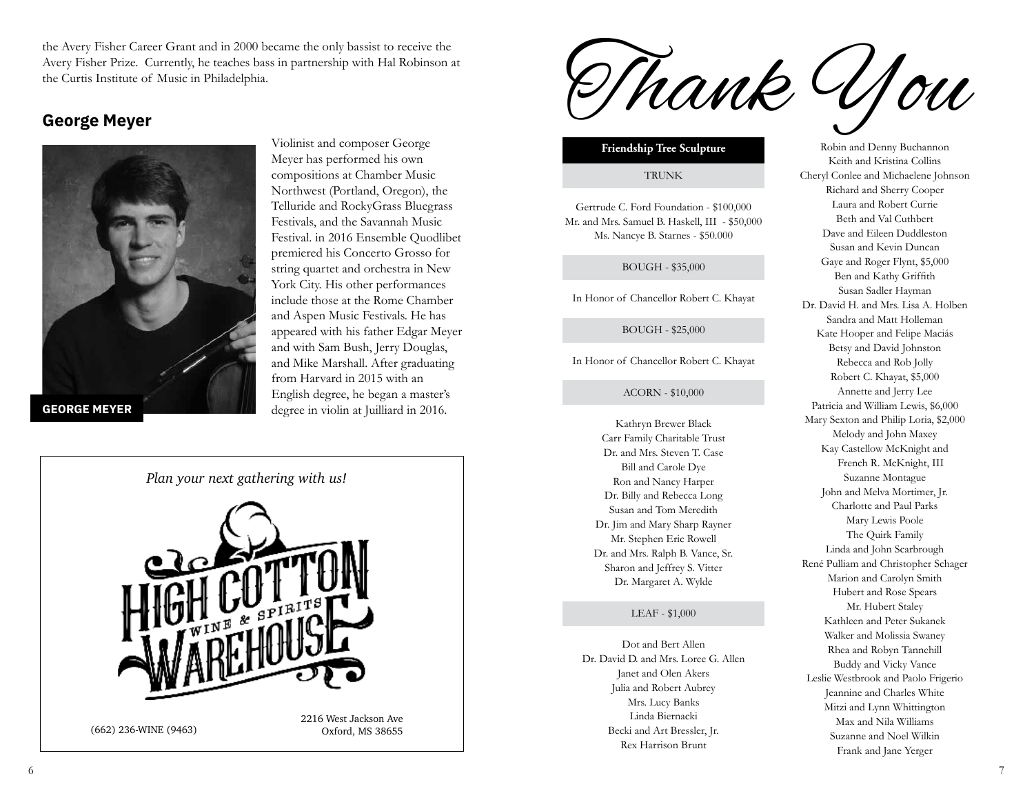the Avery Fisher Career Grant and in 2000 became the only bassist to receive the Avery Fisher Prize. Currently, he teaches bass in partnership with Hal Robinson at the Curtis Institute of Music in Philadelphia.

## George Meyer

**GEORGE MEYER**

Violinist and composer George Meyer has performed his own compositions at Chamber Music Northwest (Portland, Oregon), the Telluride and RockyGrass Bluegrass Festivals, and the Savannah Music Festival. in 2016 Ensemble Quodlibet premiered his Concerto Grosso for string quartet and orchestra in New York City. His other performances include those at the Rome Chamber and Aspen Music Festivals. He has appeared with his father Edgar Meyer and with Sam Bush, Jerry Douglas, and Mike Marshall. After graduating from Harvard in 2015 with an English degree, he began a master's degree in violin at Juilliard in 2016.

*Plan your next gathering with us!*

HIGH COTTON WINE & SPIRITS WAREHOUSE

(662) 236-WINE (9463)

2216 West Jackson Ave
Oxford, MS 38655

# Thank You

**Friendship Tree Sculpture**

TRUNK

Gertrude C. Ford Foundation - $100,000
Mr. and Mrs. Samuel B. Haskell, III - $50,000
Ms. Nancye B. Starnes - $50.000

BOUGH - $35,000

In Honor of Chancellor Robert C. Khayat

BOUGH - $25,000

In Honor of Chancellor Robert C. Khayat

ACORN - $10,000

Kathryn Brewer Black
Carr Family Charitable Trust
Dr. and Mrs. Steven T. Case
Bill and Carole Dye
Ron and Nancy Harper
Dr. Billy and Rebecca Long
Susan and Tom Meredith
Dr. Jim and Mary Sharp Rayner
Mr. Stephen Eric Rowell
Dr. and Mrs. Ralph B. Vance, Sr.
Sharon and Jeffrey S. Vitter
Dr. Margaret A. Wylde

LEAF - $1,000

Dot and Bert Allen
Dr. David D. and Mrs. Loree G. Allen
Janet and Olen Akers
Julia and Robert Aubrey
Mrs. Lucy Banks
Linda Biernacki
Becki and Art Bressler, Jr.
Rex Harrison Brunt
Robin and Denny Buchannon
Keith and Kristina Collins
Cheryl Conlee and Michaelene Johnson
Richard and Sherry Cooper
Laura and Robert Currie
Beth and Val Cuthbert
Dave and Eileen Duddleston
Susan and Kevin Duncan
Gaye and Roger Flynt, $5,000
Ben and Kathy Griffith
Susan Sadler Hayman
Dr. David H. and Mrs. Lisa A. Holben
Sandra and Matt Holleman
Kate Hooper and Felipe Maciás
Betsy and David Johnston
Rebecca and Rob Jolly
Robert C. Khayat, $5,000
Annette and Jerry Lee
Patricia and William Lewis, $6,000
Mary Sexton and Philip Loria, $2,000
Melody and John Maxey
Kay Castellow McKnight and
French R. McKnight, III
Suzanne Montague
John and Melva Mortimer, Jr.
Charlotte and Paul Parks
Mary Lewis Poole
The Quirk Family
Linda and John Scarbrough
René Pulliam and Christopher Schager
Marion and Carolyn Smith
Hubert and Rose Spears
Mr. Hubert Staley
Kathleen and Peter Sukanek
Walker and Molissia Swaney
Rhea and Robyn Tannehill
Buddy and Vicky Vance
Leslie Westbrook and Paolo Frigerio
Jeannine and Charles White
Mitzi and Lynn Whittington
Max and Nila Williams
Suzanne and Noel Wilkin
Frank and Jane Yerger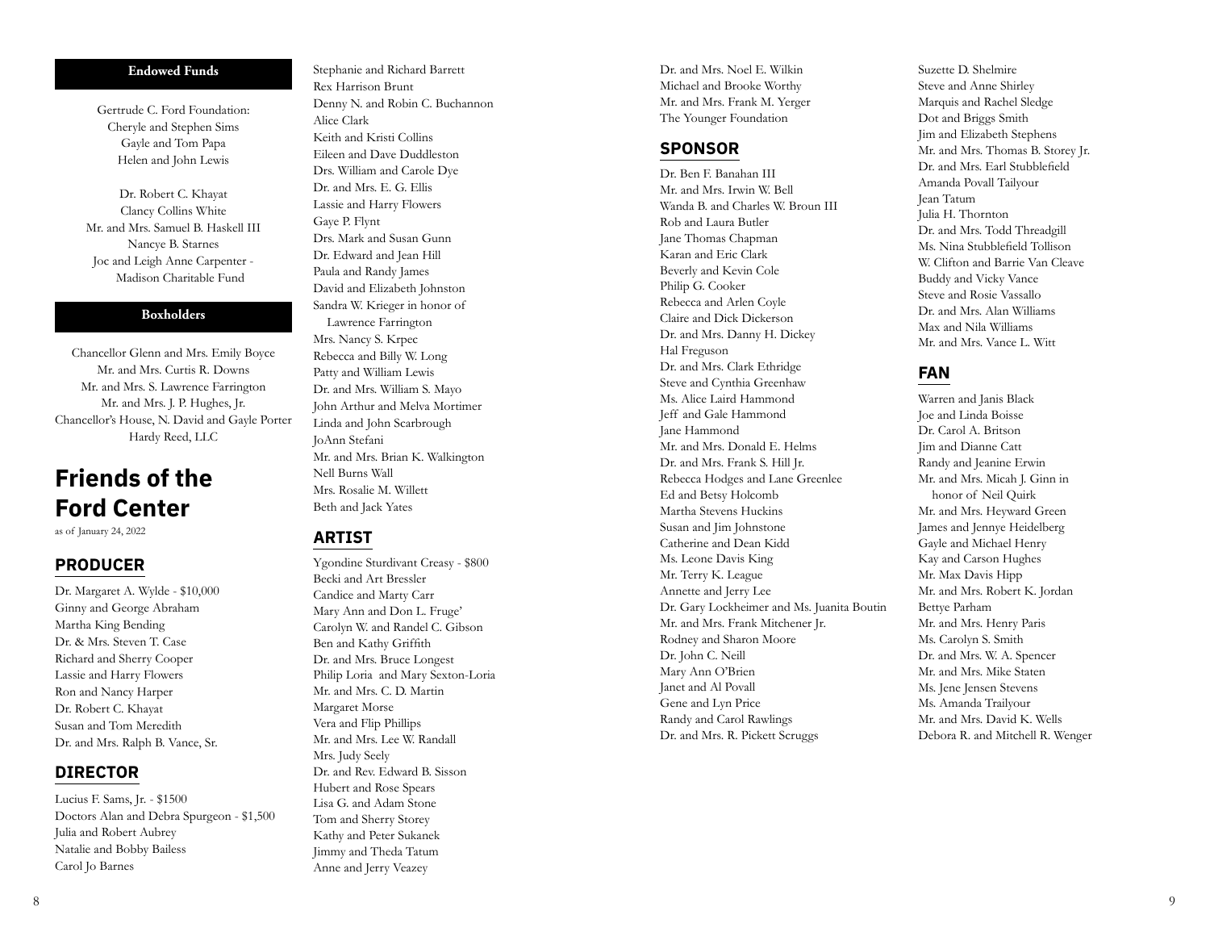## Endowed Funds

Gertrude C. Ford Foundation:
Cheryle and Stephen Sims
Gayle and Tom Papa
Helen and John Lewis

Dr. Robert C. Khayat
Clancy Collins White
Mr. and Mrs. Samuel B. Haskell III
Nancye B. Starnes
Joc and Leigh Anne Carpenter - Madison Charitable Fund

## Boxholders

Chancellor Glenn and Mrs. Emily Boyce
Mr. and Mrs. Curtis R. Downs
Mr. and Mrs. S. Lawrence Farrington
Mr. and Mrs. J. P. Hughes, Jr.
Chancellor's House, N. David and Gayle Porter
Hardy Reed, LLC

# Friends of the Ford Center

as of January 24, 2022

## PRODUCER

Dr. Margaret A. Wylde - $10,000
Ginny and George Abraham
Martha King Bending
Dr. & Mrs. Steven T. Case
Richard and Sherry Cooper
Lassie and Harry Flowers
Ron and Nancy Harper
Dr. Robert C. Khayat
Susan and Tom Meredith
Dr. and Mrs. Ralph B. Vance, Sr.

## DIRECTOR

Lucius F. Sams, Jr. - $1500
Doctors Alan and Debra Spurgeon - $1,500
Julia and Robert Aubrey
Natalie and Bobby Bailess
Carol Jo Barnes
Stephanie and Richard Barrett
Rex Harrison Brunt
Denny N. and Robin C. Buchannon
Alice Clark
Keith and Kristi Collins
Eileen and Dave Duddleston
Drs. William and Carole Dye
Dr. and Mrs. E. G. Ellis
Lassie and Harry Flowers
Gaye P. Flynt
Drs. Mark and Susan Gunn
Dr. Edward and Jean Hill
Paula and Randy James
David and Elizabeth Johnston
Sandra W. Krieger in honor of Lawrence Farrington
Mrs. Nancy S. Krpec
Rebecca and Billy W. Long
Patty and William Lewis
Dr. and Mrs. William S. Mayo
John Arthur and Melva Mortimer
Linda and John Scarbrough
JoAnn Stefani
Mr. and Mrs. Brian K. Walkington
Nell Burns Wall
Mrs. Rosalie M. Willett
Beth and Jack Yates

## ARTIST

Ygondine Sturdivant Creasy - $800
Becki and Art Bressler
Candice and Marty Carr
Mary Ann and Don L. Fruge'
Carolyn W. and Randel C. Gibson
Ben and Kathy Griffith
Dr. and Mrs. Bruce Longest
Philip Loria and Mary Sexton-Loria
Mr. and Mrs. C. D. Martin
Margaret Morse
Vera and Flip Phillips
Mr. and Mrs. Lee W. Randall
Mrs. Judy Seely
Dr. and Rev. Edward B. Sisson
Hubert and Rose Spears
Lisa G. and Adam Stone
Tom and Sherry Storey
Kathy and Peter Sukanek
Jimmy and Theda Tatum
Anne and Jerry Veazey
Dr. and Mrs. Noel E. Wilkin
Michael and Brooke Worthy
Mr. and Mrs. Frank M. Yerger
The Younger Foundation

## SPONSOR

Dr. Ben F. Banahan III
Mr. and Mrs. Irwin W. Bell
Wanda B. and Charles W. Broun III
Rob and Laura Butler
Jane Thomas Chapman
Karan and Eric Clark
Beverly and Kevin Cole
Philip G. Cooker
Rebecca and Arlen Coyle
Claire and Dick Dickerson
Dr. and Mrs. Danny H. Dickey
Hal Freguson
Dr. and Mrs. Clark Ethridge
Steve and Cynthia Greenhaw
Ms. Alice Laird Hammond
Jeff and Gale Hammond
Jane Hammond
Mr. and Mrs. Donald E. Helms
Dr. and Mrs. Frank S. Hill Jr.
Rebecca Hodges and Lane Greenlee
Ed and Betsy Holcomb
Martha Stevens Huckins
Susan and Jim Johnstone
Catherine and Dean Kidd
Ms. Leone Davis King
Mr. Terry K. League
Annette and Jerry Lee
Dr. Gary Lockheimer and Ms. Juanita Boutin
Mr. and Mrs. Frank Mitchener Jr.
Rodney and Sharon Moore
Dr. John C. Neill
Mary Ann O'Brien
Janet and Al Povall
Gene and Lyn Price
Randy and Carol Rawlings
Dr. and Mrs. R. Pickett Scruggs
Suzette D. Shelmire
Steve and Anne Shirley
Marquis and Rachel Sledge
Dot and Briggs Smith
Jim and Elizabeth Stephens
Mr. and Mrs. Thomas B. Storey Jr.
Dr. and Mrs. Earl Stubblefield
Amanda Povall Tailyour
Jean Tatum
Julia H. Thornton
Dr. and Mrs. Todd Threadgill
Ms. Nina Stubblefield Tollison
W. Clifton and Barrie Van Cleave
Buddy and Vicky Vance
Steve and Rosie Vassallo
Dr. and Mrs. Alan Williams
Max and Nila Williams
Mr. and Mrs. Vance L. Witt

## FAN

Warren and Janis Black
Joe and Linda Boisse
Dr. Carol A. Britson
Jim and Dianne Catt
Randy and Jeanine Erwin
Mr. and Mrs. Micah J. Ginn in honor of Neil Quirk
Mr. and Mrs. Heyward Green
James and Jennye Heidelberg
Gayle and Michael Henry
Kay and Carson Hughes
Mr. Max Davis Hipp
Mr. and Mrs. Robert K. Jordan
Bettye Parham
Mr. and Mrs. Henry Paris
Ms. Carolyn S. Smith
Dr. and Mrs. W. A. Spencer
Mr. and Mrs. Mike Staten
Ms. Jene Jensen Stevens
Ms. Amanda Trailyour
Mr. and Mrs. David K. Wells
Debora R. and Mitchell R. Wenger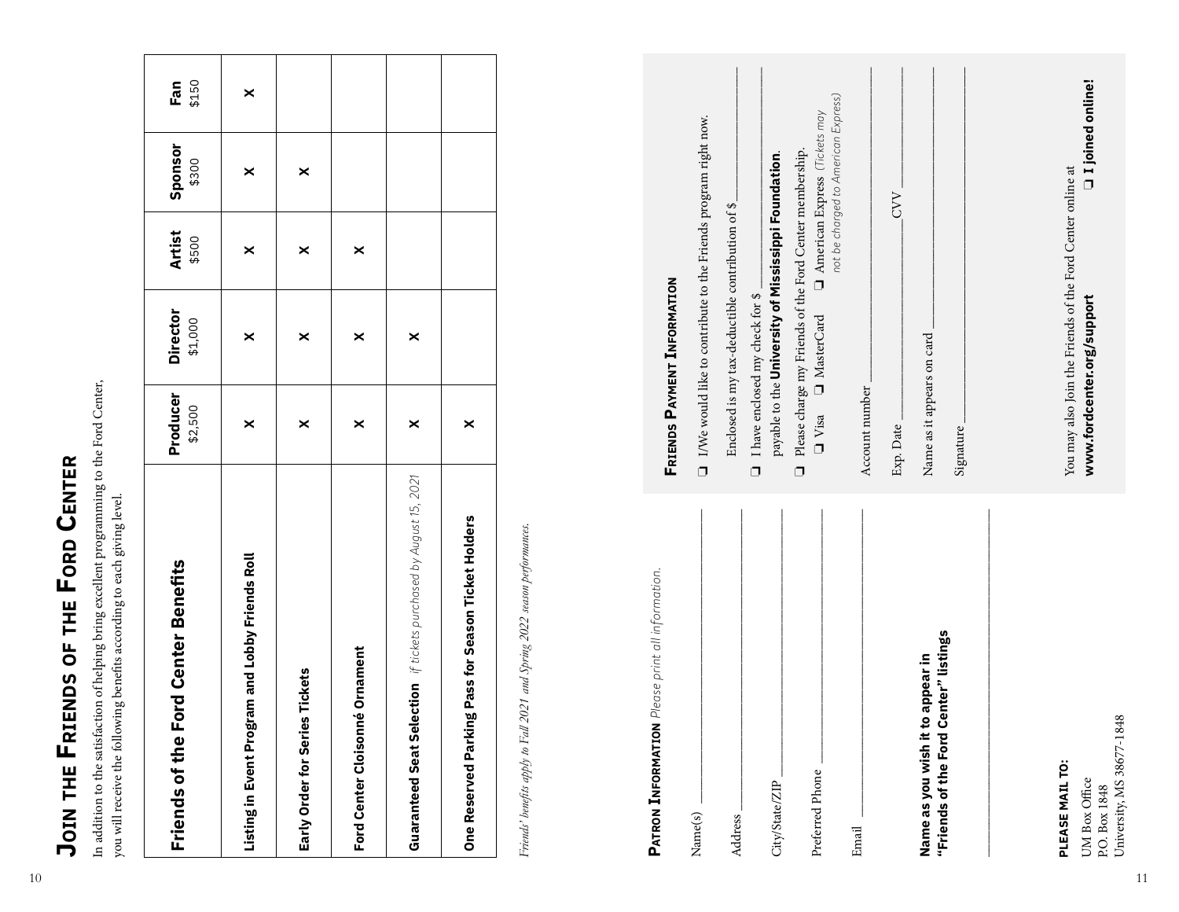# Join the Friends of the Ford Center

In addition to the satisfaction of helping bring excellent programming to the Ford Center, you will receive the following benefits according to each giving level.

| Friends of the Ford Center Benefits | Producer $2,500 | Director $1,000 | Artist $500 | Sponsor $300 | Fan $150 |
|---|---|---|---|---|---|
| Listing in Event Program and Lobby Friends Roll | × | × | × | × | × |
| Early Order for Series Tickets | × | × | × | × | |
| Ford Center Cloisonné Ornament | × | × | × | | |
| Guaranteed Seat Selection *if tickets purchased by August 15, 2021* | × | × | | | |
| One Reserved Parking Pass for Season Ticket Holders | × | | | | |

*Friends' benefits apply to Fall 2021 and Spring 2022 season performances.*

**Patron Information** *Please print all information.*

Name(s) ______________________

Address ______________________

City/State/ZIP ______________________

Preferred Phone ______________________

Email ______________________

**Name as you wish it to appear in "Friends of the Ford Center" listings**

______________________

**PLEASE MAIL TO:**
UM Box Office
P.O. Box 1848
University, MS 38677-1848

**Friends Payment Information**

❑ I/We would like to contribute to the Friends program right now.

Enclosed is my tax-deductible contribution of $______

❑ I have enclosed my check for $______ payable to the **University of Mississippi Foundation**.

❑ Please charge my Friends of the Ford Center membership.
❑ Visa ❑ MasterCard ❑ American Express *(Tickets may not be charged to American Express)*

Account number ______________________

Exp. Date ____________ CVV ____________

Name as it appears on card ______________________

Signature ______________________

You may also Join the Friends of the Ford Center online at **www.fordcenter.org/support** ❑ **I joined online!**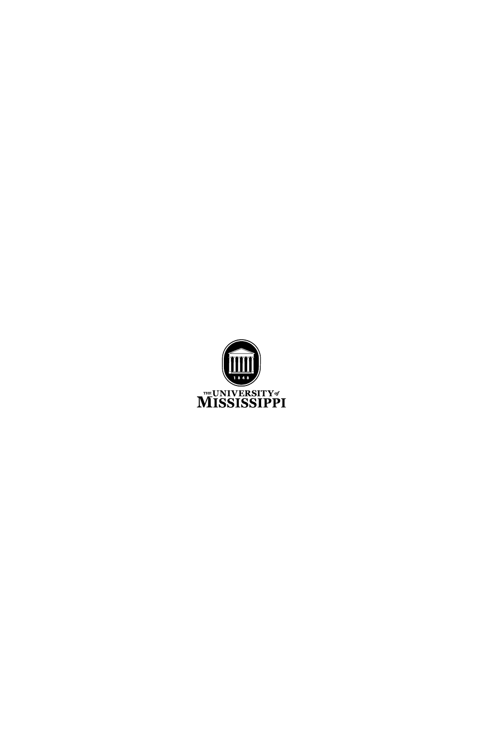1848

THE UNIVERSITY of MISSISSIPPI